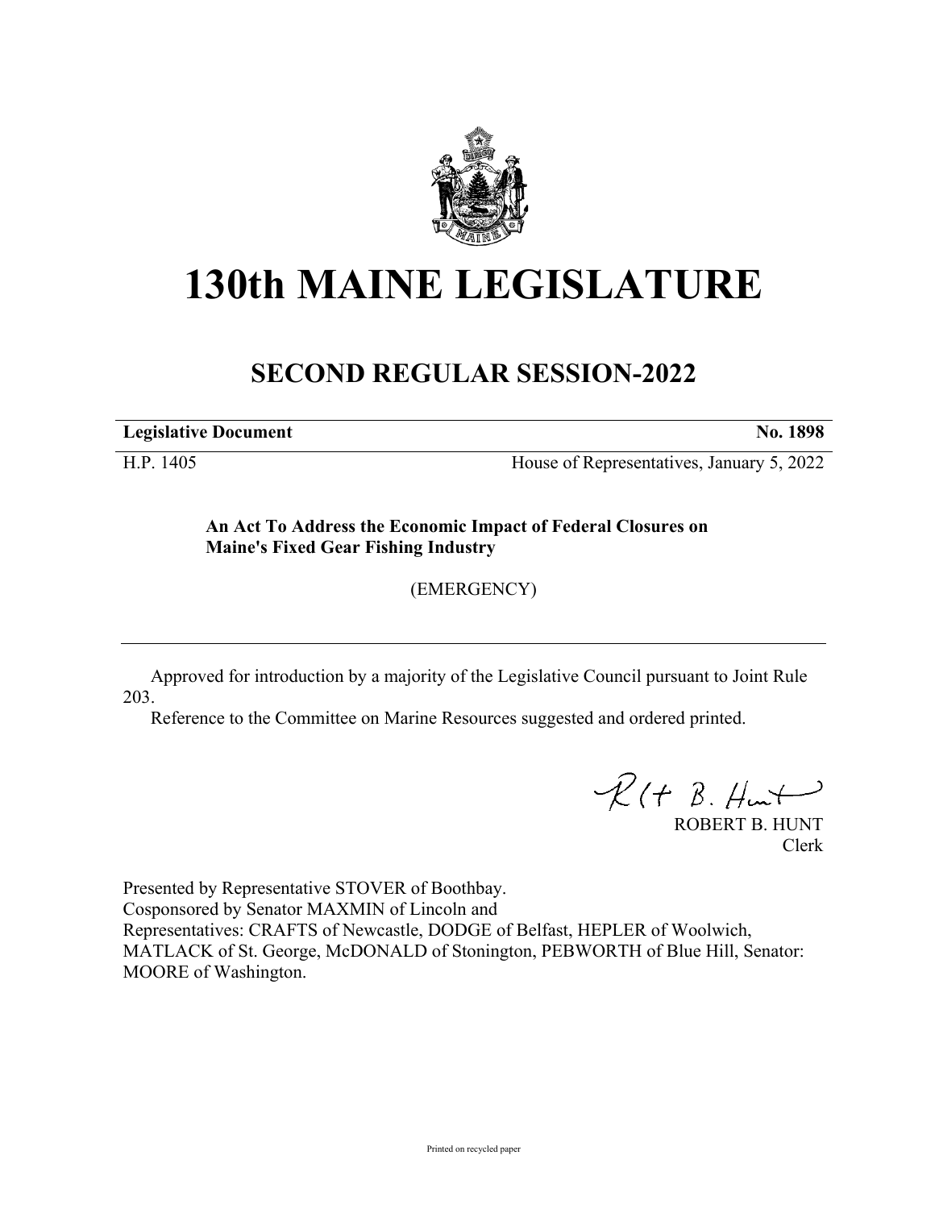# 130th MAINE LEGISLATURE

## SECOND REGULAR SESSION-2022

**Legislative Document** **No. 1898**

H.P. 1405 House of Representatives, January 5, 2022

**An Act To Address the Economic Impact of Federal Closures on Maine's Fixed Gear Fishing Industry**

(EMERGENCY)

Approved for introduction by a majority of the Legislative Council pursuant to Joint Rule 203.

Reference to the Committee on Marine Resources suggested and ordered printed.

ROBERT B. HUNT
Clerk

Presented by Representative STOVER of Boothbay.
Cosponsored by Senator MAXMIN of Lincoln and
Representatives: CRAFTS of Newcastle, DODGE of Belfast, HEPLER of Woolwich, MATLACK of St. George, McDONALD of Stonington, PEBWORTH of Blue Hill, Senator: MOORE of Washington.

Printed on recycled paper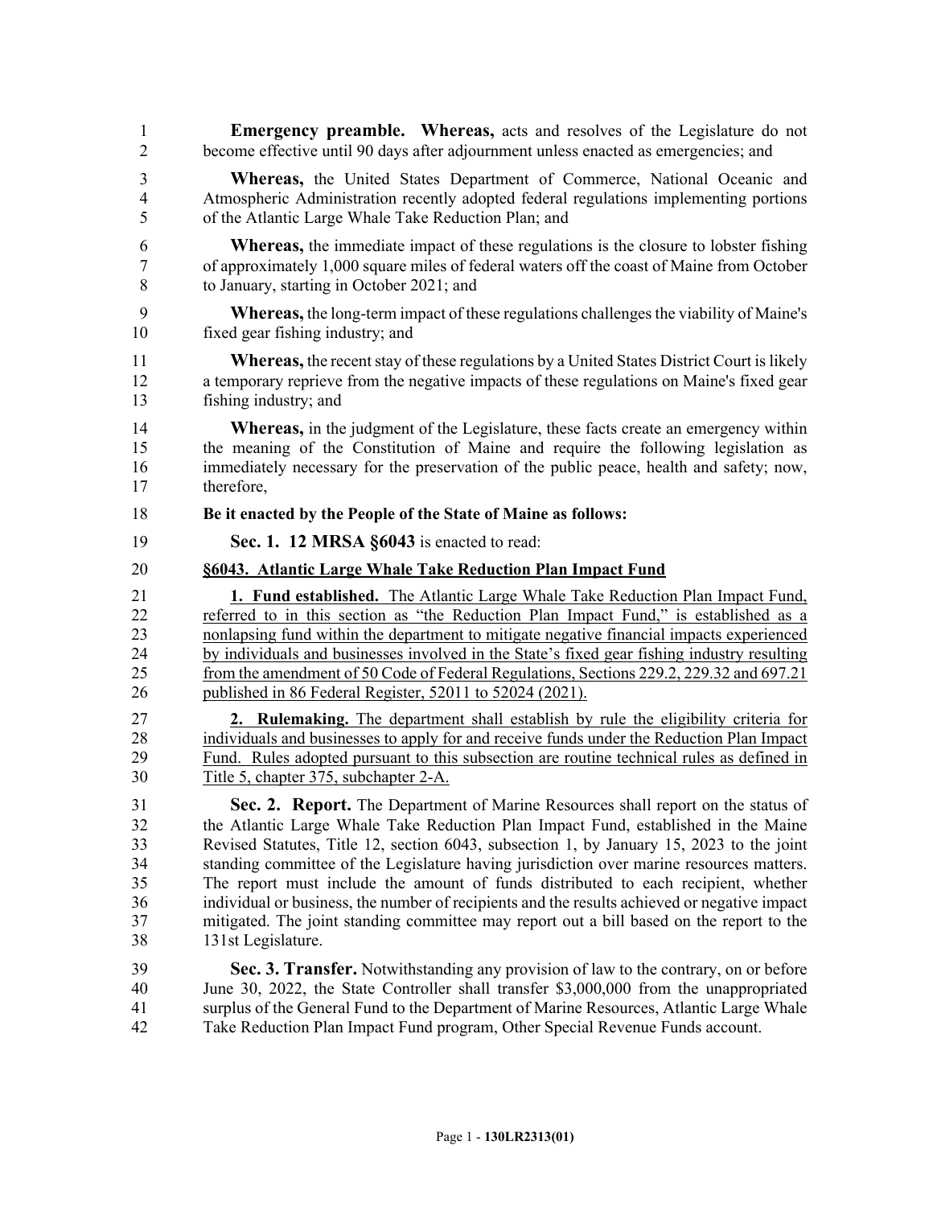**Emergency preamble. Whereas,** acts and resolves of the Legislature do not become effective until 90 days after adjournment unless enacted as emergencies; and

**Whereas,** the United States Department of Commerce, National Oceanic and Atmospheric Administration recently adopted federal regulations implementing portions of the Atlantic Large Whale Take Reduction Plan; and

**Whereas,** the immediate impact of these regulations is the closure to lobster fishing of approximately 1,000 square miles of federal waters off the coast of Maine from October to January, starting in October 2021; and

**Whereas,** the long-term impact of these regulations challenges the viability of Maine's fixed gear fishing industry; and

**Whereas,** the recent stay of these regulations by a United States District Court is likely a temporary reprieve from the negative impacts of these regulations on Maine's fixed gear fishing industry; and

**Whereas,** in the judgment of the Legislature, these facts create an emergency within the meaning of the Constitution of Maine and require the following legislation as immediately necessary for the preservation of the public peace, health and safety; now, therefore,

**Be it enacted by the People of the State of Maine as follows:**

**Sec. 1. 12 MRSA §6043** is enacted to read:

**§6043. Atlantic Large Whale Take Reduction Plan Impact Fund**

**1. Fund established.** The Atlantic Large Whale Take Reduction Plan Impact Fund, referred to in this section as "the Reduction Plan Impact Fund," is established as a nonlapsing fund within the department to mitigate negative financial impacts experienced by individuals and businesses involved in the State's fixed gear fishing industry resulting from the amendment of 50 Code of Federal Regulations, Sections 229.2, 229.32 and 697.21 published in 86 Federal Register, 52011 to 52024 (2021).

**2. Rulemaking.** The department shall establish by rule the eligibility criteria for individuals and businesses to apply for and receive funds under the Reduction Plan Impact Fund. Rules adopted pursuant to this subsection are routine technical rules as defined in Title 5, chapter 375, subchapter 2-A.

**Sec. 2. Report.** The Department of Marine Resources shall report on the status of the Atlantic Large Whale Take Reduction Plan Impact Fund, established in the Maine Revised Statutes, Title 12, section 6043, subsection 1, by January 15, 2023 to the joint standing committee of the Legislature having jurisdiction over marine resources matters. The report must include the amount of funds distributed to each recipient, whether individual or business, the number of recipients and the results achieved or negative impact mitigated. The joint standing committee may report out a bill based on the report to the 131st Legislature.

**Sec. 3. Transfer.** Notwithstanding any provision of law to the contrary, on or before June 30, 2022, the State Controller shall transfer $3,000,000 from the unappropriated surplus of the General Fund to the Department of Marine Resources, Atlantic Large Whale Take Reduction Plan Impact Fund program, Other Special Revenue Funds account.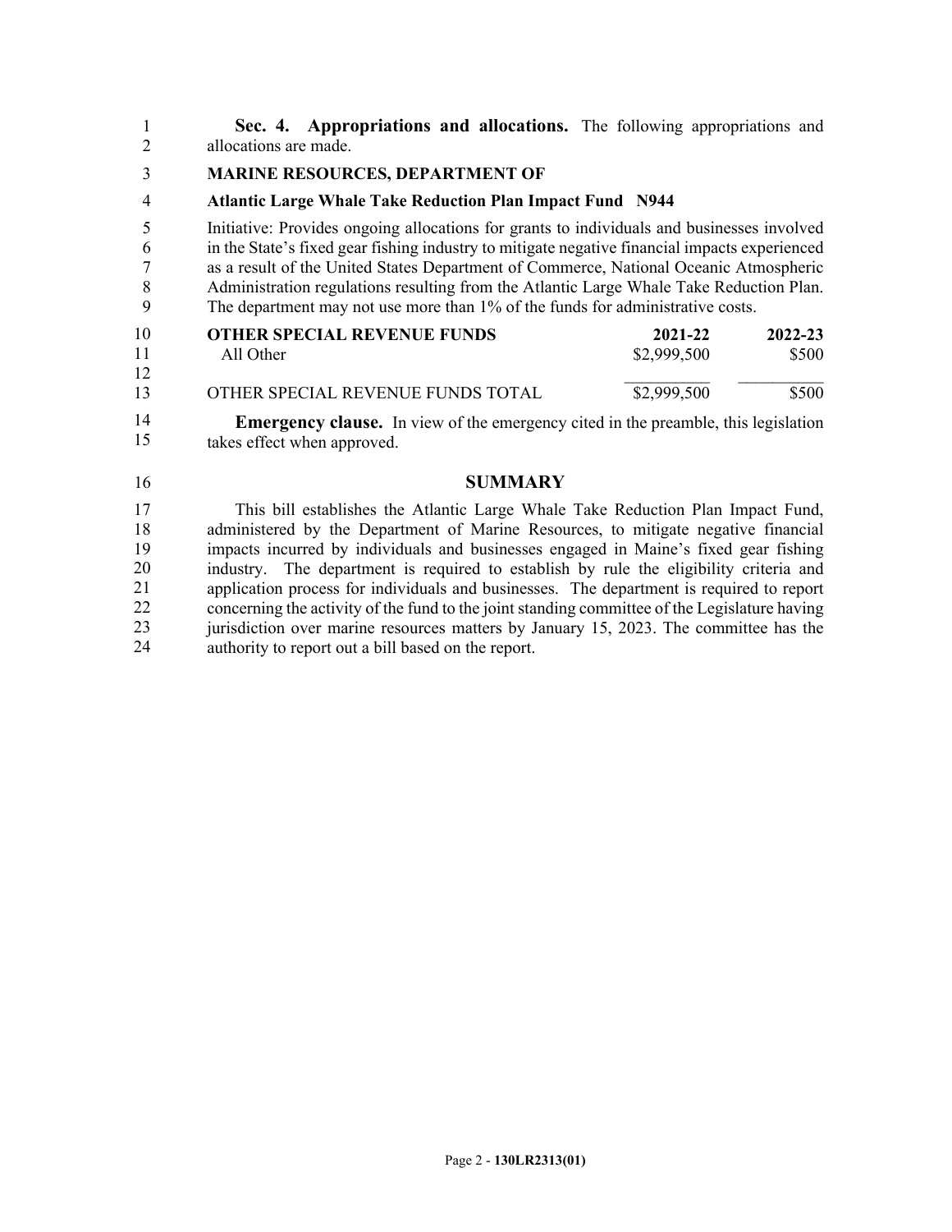**Sec. 4. Appropriations and allocations.** The following appropriations and allocations are made.

**MARINE RESOURCES, DEPARTMENT OF**

**Atlantic Large Whale Take Reduction Plan Impact Fund N944**

Initiative: Provides ongoing allocations for grants to individuals and businesses involved in the State's fixed gear fishing industry to mitigate negative financial impacts experienced as a result of the United States Department of Commerce, National Oceanic Atmospheric Administration regulations resulting from the Atlantic Large Whale Take Reduction Plan. The department may not use more than 1% of the funds for administrative costs.

| **OTHER SPECIAL REVENUE FUNDS** | **2021-22** | **2022-23** |
|---|---|---|
| All Other | $2,999,500 | $500 |
| OTHER SPECIAL REVENUE FUNDS TOTAL | $2,999,500 | $500 |

**Emergency clause.** In view of the emergency cited in the preamble, this legislation takes effect when approved.

## SUMMARY

This bill establishes the Atlantic Large Whale Take Reduction Plan Impact Fund, administered by the Department of Marine Resources, to mitigate negative financial impacts incurred by individuals and businesses engaged in Maine's fixed gear fishing industry. The department is required to establish by rule the eligibility criteria and application process for individuals and businesses. The department is required to report concerning the activity of the fund to the joint standing committee of the Legislature having jurisdiction over marine resources matters by January 15, 2023. The committee has the authority to report out a bill based on the report.